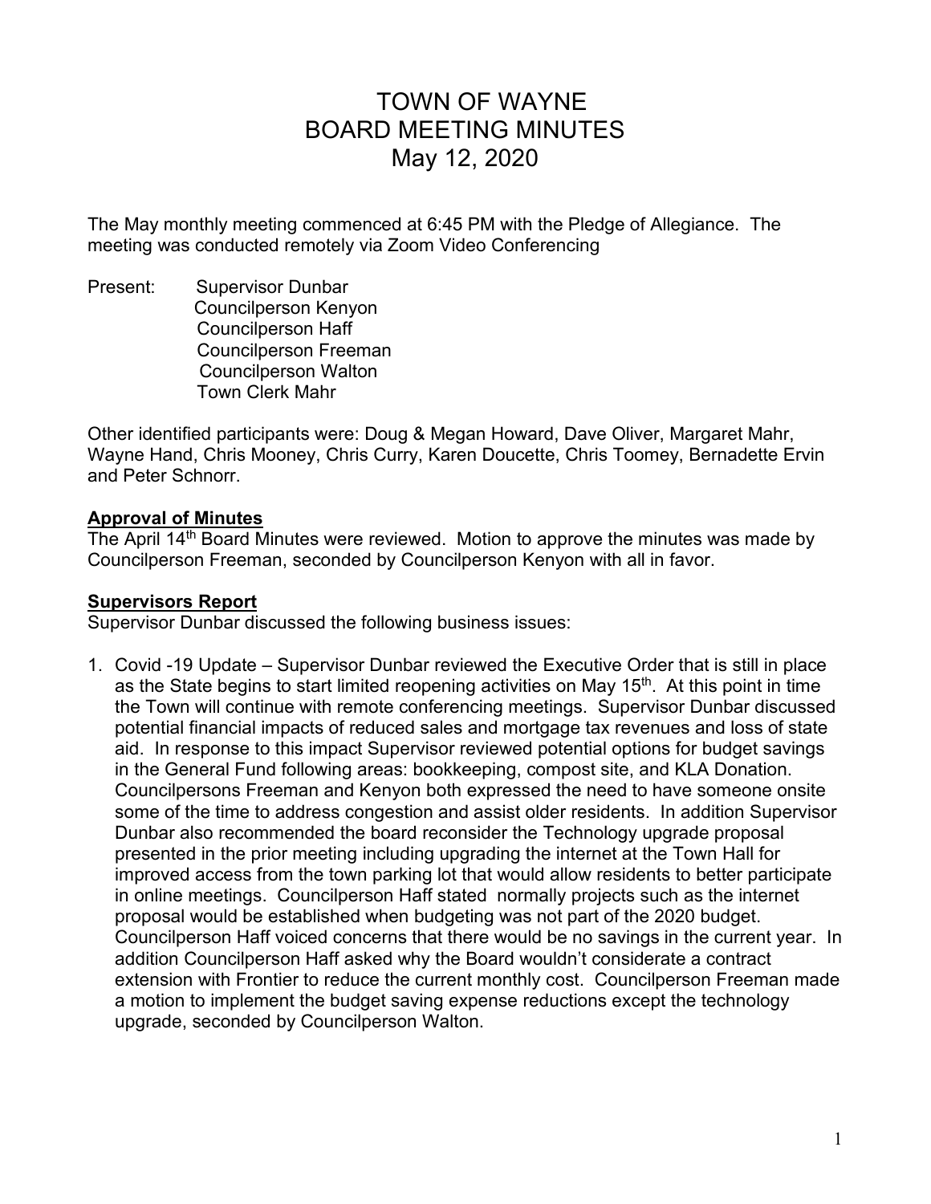# TOWN OF WAYNE
# BOARD MEETING MINUTES
# May 12, 2020

The May monthly meeting commenced at 6:45 PM with the Pledge of Allegiance. The meeting was conducted remotely via Zoom Video Conferencing

Present: Supervisor Dunbar
Councilperson Kenyon
Councilperson Haff
Councilperson Freeman
Councilperson Walton
Town Clerk Mahr

Other identified participants were: Doug & Megan Howard, Dave Oliver, Margaret Mahr, Wayne Hand, Chris Mooney, Chris Curry, Karen Doucette, Chris Toomey, Bernadette Ervin and Peter Schnorr.

**Approval of Minutes**

The April 14th Board Minutes were reviewed. Motion to approve the minutes was made by Councilperson Freeman, seconded by Councilperson Kenyon with all in favor.

**Supervisors Report**

Supervisor Dunbar discussed the following business issues:

1. Covid -19 Update – Supervisor Dunbar reviewed the Executive Order that is still in place as the State begins to start limited reopening activities on May 15th. At this point in time the Town will continue with remote conferencing meetings. Supervisor Dunbar discussed potential financial impacts of reduced sales and mortgage tax revenues and loss of state aid. In response to this impact Supervisor reviewed potential options for budget savings in the General Fund following areas: bookkeeping, compost site, and KLA Donation. Councilpersons Freeman and Kenyon both expressed the need to have someone onsite some of the time to address congestion and assist older residents. In addition Supervisor Dunbar also recommended the board reconsider the Technology upgrade proposal presented in the prior meeting including upgrading the internet at the Town Hall for improved access from the town parking lot that would allow residents to better participate in online meetings. Councilperson Haff stated normally projects such as the internet proposal would be established when budgeting was not part of the 2020 budget. Councilperson Haff voiced concerns that there would be no savings in the current year. In addition Councilperson Haff asked why the Board wouldn't considerate a contract extension with Frontier to reduce the current monthly cost. Councilperson Freeman made a motion to implement the budget saving expense reductions except the technology upgrade, seconded by Councilperson Walton.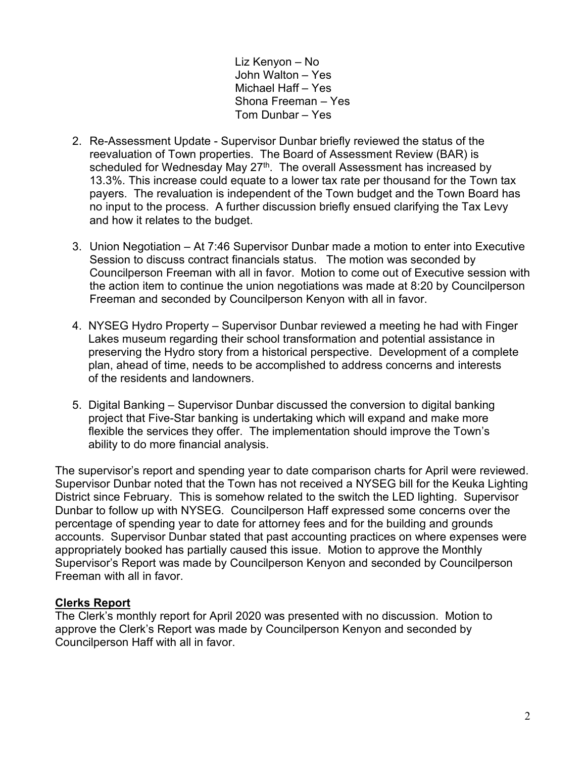Liz Kenyon – No
John Walton – Yes
Michael Haff – Yes
Shona Freeman – Yes
Tom Dunbar – Yes

2. Re-Assessment Update - Supervisor Dunbar briefly reviewed the status of the reevaluation of Town properties. The Board of Assessment Review (BAR) is scheduled for Wednesday May 27th. The overall Assessment has increased by 13.3%. This increase could equate to a lower tax rate per thousand for the Town tax payers. The revaluation is independent of the Town budget and the Town Board has no input to the process. A further discussion briefly ensued clarifying the Tax Levy and how it relates to the budget.

3. Union Negotiation – At 7:46 Supervisor Dunbar made a motion to enter into Executive Session to discuss contract financials status. The motion was seconded by Councilperson Freeman with all in favor. Motion to come out of Executive session with the action item to continue the union negotiations was made at 8:20 by Councilperson Freeman and seconded by Councilperson Kenyon with all in favor.

4. NYSEG Hydro Property – Supervisor Dunbar reviewed a meeting he had with Finger Lakes museum regarding their school transformation and potential assistance in preserving the Hydro story from a historical perspective. Development of a complete plan, ahead of time, needs to be accomplished to address concerns and interests of the residents and landowners.

5. Digital Banking – Supervisor Dunbar discussed the conversion to digital banking project that Five-Star banking is undertaking which will expand and make more flexible the services they offer. The implementation should improve the Town's ability to do more financial analysis.

The supervisor's report and spending year to date comparison charts for April were reviewed. Supervisor Dunbar noted that the Town has not received a NYSEG bill for the Keuka Lighting District since February. This is somehow related to the switch the LED lighting. Supervisor Dunbar to follow up with NYSEG. Councilperson Haff expressed some concerns over the percentage of spending year to date for attorney fees and for the building and grounds accounts. Supervisor Dunbar stated that past accounting practices on where expenses were appropriately booked has partially caused this issue. Motion to approve the Monthly Supervisor's Report was made by Councilperson Kenyon and seconded by Councilperson Freeman with all in favor.

## Clerks Report

The Clerk's monthly report for April 2020 was presented with no discussion. Motion to approve the Clerk's Report was made by Councilperson Kenyon and seconded by Councilperson Haff with all in favor.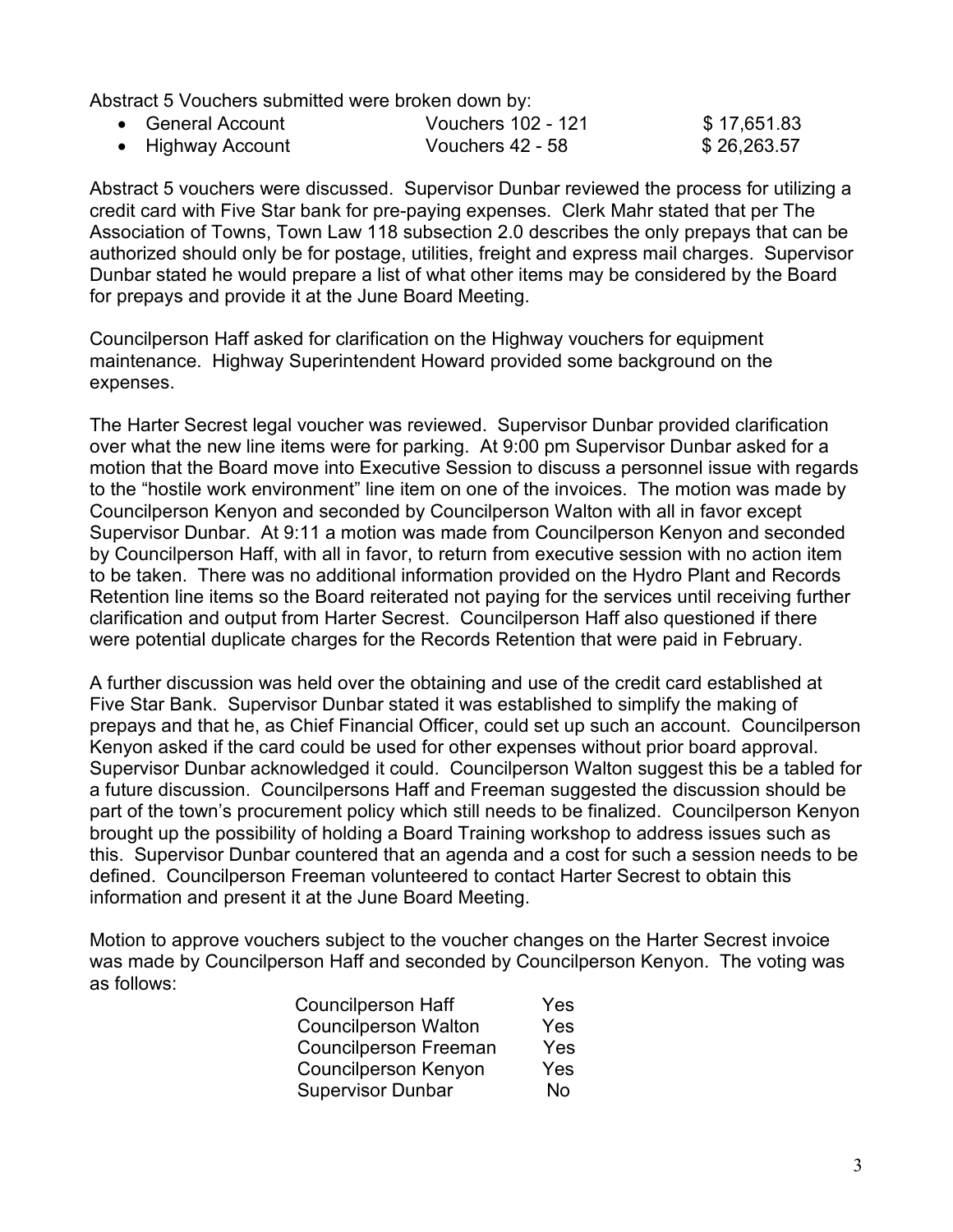Abstract 5 Vouchers submitted were broken down by:

- General Account Vouchers 102 - 121 $ 17,651.83
- Highway Account Vouchers 42 - 58 $ 26,263.57

Abstract 5 vouchers were discussed. Supervisor Dunbar reviewed the process for utilizing a credit card with Five Star bank for pre-paying expenses. Clerk Mahr stated that per The Association of Towns, Town Law 118 subsection 2.0 describes the only prepays that can be authorized should only be for postage, utilities, freight and express mail charges. Supervisor Dunbar stated he would prepare a list of what other items may be considered by the Board for prepays and provide it at the June Board Meeting.

Councilperson Haff asked for clarification on the Highway vouchers for equipment maintenance. Highway Superintendent Howard provided some background on the expenses.

The Harter Secrest legal voucher was reviewed. Supervisor Dunbar provided clarification over what the new line items were for parking. At 9:00 pm Supervisor Dunbar asked for a motion that the Board move into Executive Session to discuss a personnel issue with regards to the "hostile work environment" line item on one of the invoices. The motion was made by Councilperson Kenyon and seconded by Councilperson Walton with all in favor except Supervisor Dunbar. At 9:11 a motion was made from Councilperson Kenyon and seconded by Councilperson Haff, with all in favor, to return from executive session with no action item to be taken. There was no additional information provided on the Hydro Plant and Records Retention line items so the Board reiterated not paying for the services until receiving further clarification and output from Harter Secrest. Councilperson Haff also questioned if there were potential duplicate charges for the Records Retention that were paid in February.

A further discussion was held over the obtaining and use of the credit card established at Five Star Bank. Supervisor Dunbar stated it was established to simplify the making of prepays and that he, as Chief Financial Officer, could set up such an account. Councilperson Kenyon asked if the card could be used for other expenses without prior board approval. Supervisor Dunbar acknowledged it could. Councilperson Walton suggest this be a tabled for a future discussion. Councilpersons Haff and Freeman suggested the discussion should be part of the town's procurement policy which still needs to be finalized. Councilperson Kenyon brought up the possibility of holding a Board Training workshop to address issues such as this. Supervisor Dunbar countered that an agenda and a cost for such a session needs to be defined. Councilperson Freeman volunteered to contact Harter Secrest to obtain this information and present it at the June Board Meeting.

Motion to approve vouchers subject to the voucher changes on the Harter Secrest invoice was made by Councilperson Haff and seconded by Councilperson Kenyon. The voting was as follows:

| | |
|---|---|
| Councilperson Haff | Yes |
| Councilperson Walton | Yes |
| Councilperson Freeman | Yes |
| Councilperson Kenyon | Yes |
| Supervisor Dunbar | No |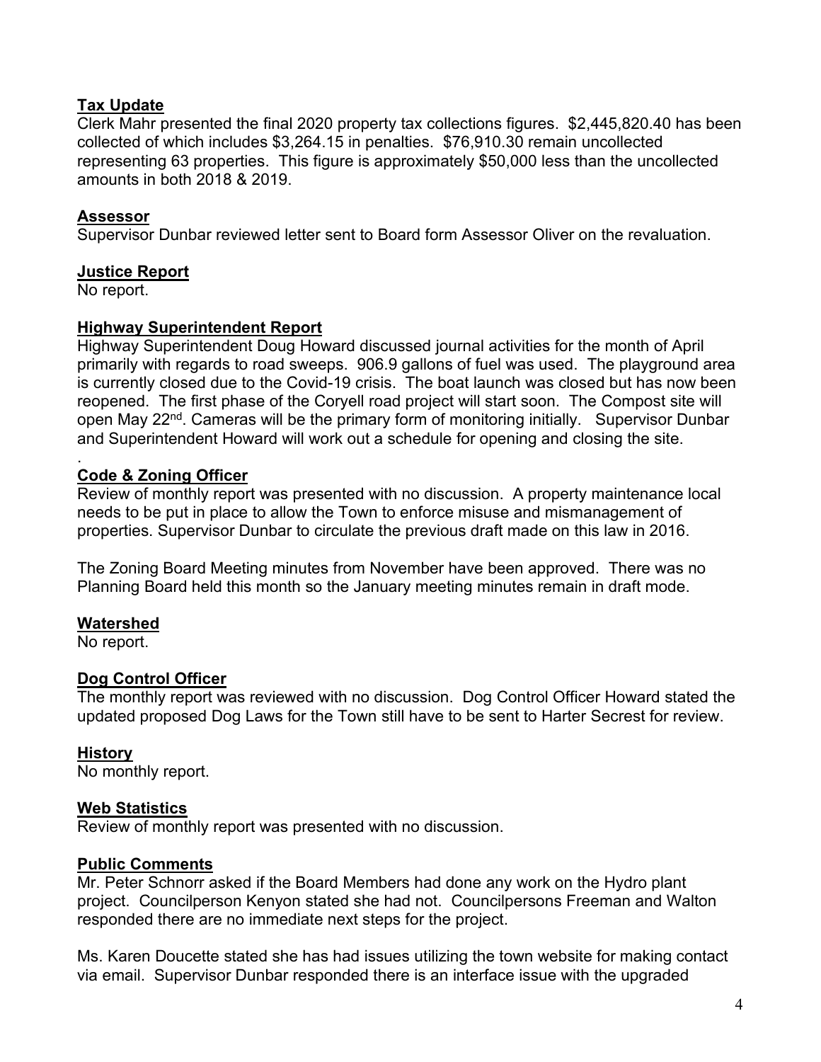**Tax Update**
Clerk Mahr presented the final 2020 property tax collections figures. $2,445,820.40 has been collected of which includes $3,264.15 in penalties. $76,910.30 remain uncollected representing 63 properties. This figure is approximately $50,000 less than the uncollected amounts in both 2018 & 2019.

**Assessor**
Supervisor Dunbar reviewed letter sent to Board form Assessor Oliver on the revaluation.

**Justice Report**
No report.

**Highway Superintendent Report**
Highway Superintendent Doug Howard discussed journal activities for the month of April primarily with regards to road sweeps. 906.9 gallons of fuel was used. The playground area is currently closed due to the Covid-19 crisis. The boat launch was closed but has now been reopened. The first phase of the Coryell road project will start soon. The Compost site will open May 22nd. Cameras will be the primary form of monitoring initially. Supervisor Dunbar and Superintendent Howard will work out a schedule for opening and closing the site.

.

**Code & Zoning Officer**
Review of monthly report was presented with no discussion. A property maintenance local needs to be put in place to allow the Town to enforce misuse and mismanagement of properties. Supervisor Dunbar to circulate the previous draft made on this law in 2016.

The Zoning Board Meeting minutes from November have been approved. There was no Planning Board held this month so the January meeting minutes remain in draft mode.

**Watershed**
No report.

**Dog Control Officer**
The monthly report was reviewed with no discussion. Dog Control Officer Howard stated the updated proposed Dog Laws for the Town still have to be sent to Harter Secrest for review.

**History**
No monthly report.

**Web Statistics**
Review of monthly report was presented with no discussion.

**Public Comments**
Mr. Peter Schnorr asked if the Board Members had done any work on the Hydro plant project. Councilperson Kenyon stated she had not. Councilpersons Freeman and Walton responded there are no immediate next steps for the project.

Ms. Karen Doucette stated she has had issues utilizing the town website for making contact via email. Supervisor Dunbar responded there is an interface issue with the upgraded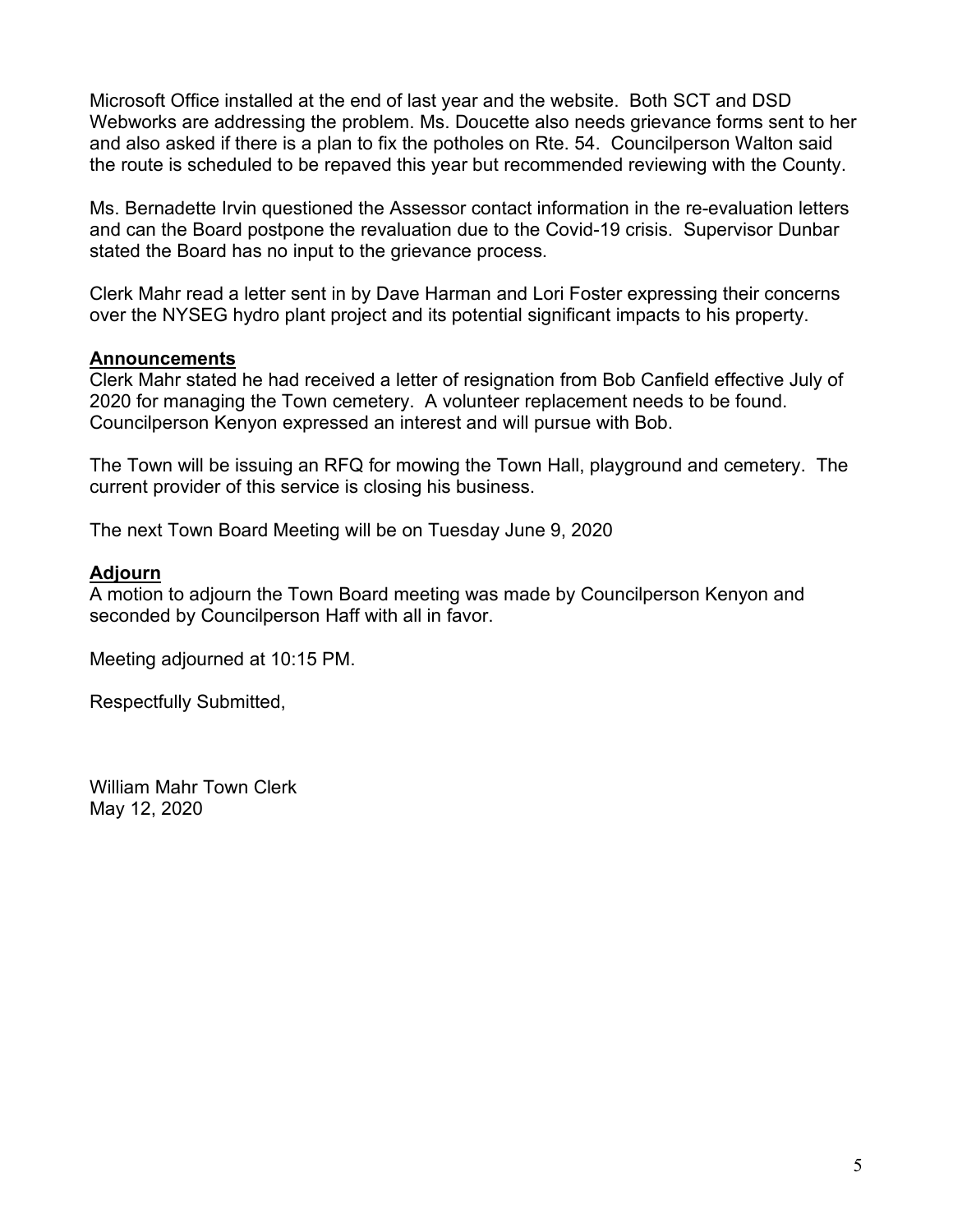Microsoft Office installed at the end of last year and the website. Both SCT and DSD Webworks are addressing the problem. Ms. Doucette also needs grievance forms sent to her and also asked if there is a plan to fix the potholes on Rte. 54. Councilperson Walton said the route is scheduled to be repaved this year but recommended reviewing with the County.

Ms. Bernadette Irvin questioned the Assessor contact information in the re-evaluation letters and can the Board postpone the revaluation due to the Covid-19 crisis. Supervisor Dunbar stated the Board has no input to the grievance process.

Clerk Mahr read a letter sent in by Dave Harman and Lori Foster expressing their concerns over the NYSEG hydro plant project and its potential significant impacts to his property.

## Announcements

Clerk Mahr stated he had received a letter of resignation from Bob Canfield effective July of 2020 for managing the Town cemetery. A volunteer replacement needs to be found. Councilperson Kenyon expressed an interest and will pursue with Bob.

The Town will be issuing an RFQ for mowing the Town Hall, playground and cemetery. The current provider of this service is closing his business.

The next Town Board Meeting will be on Tuesday June 9, 2020

## Adjourn

A motion to adjourn the Town Board meeting was made by Councilperson Kenyon and seconded by Councilperson Haff with all in favor.

Meeting adjourned at 10:15 PM.

Respectfully Submitted,

William Mahr Town Clerk
May 12, 2020